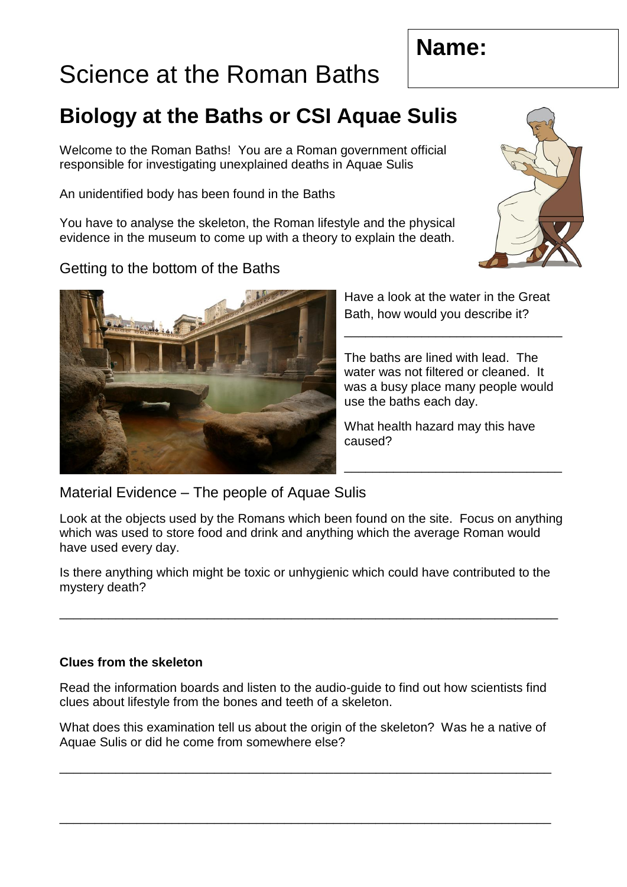**Name:**

# Science at the Roman Baths

## Biology at the Baths or CSI Aquae Sulis

Welcome to the Roman Baths! You are a Roman government official responsible for investigating unexplained deaths in Aquae Sulis

An unidentified body has been found in the Baths

You have to analyse the skeleton, the Roman lifestyle and the physical evidence in the museum to come up with a theory to explain the death.

### Getting to the bottom of the Baths

Have a look at the water in the Great Bath, how would you describe it?

\_\_\_\_\_\_\_\_\_\_\_\_\_\_\_\_\_\_\_\_\_\_\_\_\_\_\_\_\_\_\_\_

The baths are lined with lead. The water was not filtered or cleaned. It was a busy place many people would use the baths each day.

What health hazard may this have caused?

\_\_\_\_\_\_\_\_\_\_\_\_\_\_\_\_\_\_\_\_\_\_\_\_\_\_\_\_\_\_\_\_

### Material Evidence – The people of Aquae Sulis

Look at the objects used by the Romans which been found on the site. Focus on anything which was used to store food and drink and anything which the average Roman would have used every day.

Is there anything which might be toxic or unhygienic which could have contributed to the mystery death?

\_\_\_\_\_\_\_\_\_\_\_\_\_\_\_\_\_\_\_\_\_\_\_\_\_\_\_\_\_\_\_\_\_\_\_\_\_\_\_\_\_\_\_\_\_\_\_\_\_\_\_\_\_\_\_\_\_\_\_\_\_\_\_\_\_\_\_\_\_\_

**Clues from the skeleton**

Read the information boards and listen to the audio-guide to find out how scientists find clues about lifestyle from the bones and teeth of a skeleton.

What does this examination tell us about the origin of the skeleton? Was he a native of Aquae Sulis or did he come from somewhere else?

\_\_\_\_\_\_\_\_\_\_\_\_\_\_\_\_\_\_\_\_\_\_\_\_\_\_\_\_\_\_\_\_\_\_\_\_\_\_\_\_\_\_\_\_\_\_\_\_\_\_\_\_\_\_\_\_\_\_\_\_\_\_\_\_\_\_\_\_\_\_

\_\_\_\_\_\_\_\_\_\_\_\_\_\_\_\_\_\_\_\_\_\_\_\_\_\_\_\_\_\_\_\_\_\_\_\_\_\_\_\_\_\_\_\_\_\_\_\_\_\_\_\_\_\_\_\_\_\_\_\_\_\_\_\_\_\_\_\_\_\_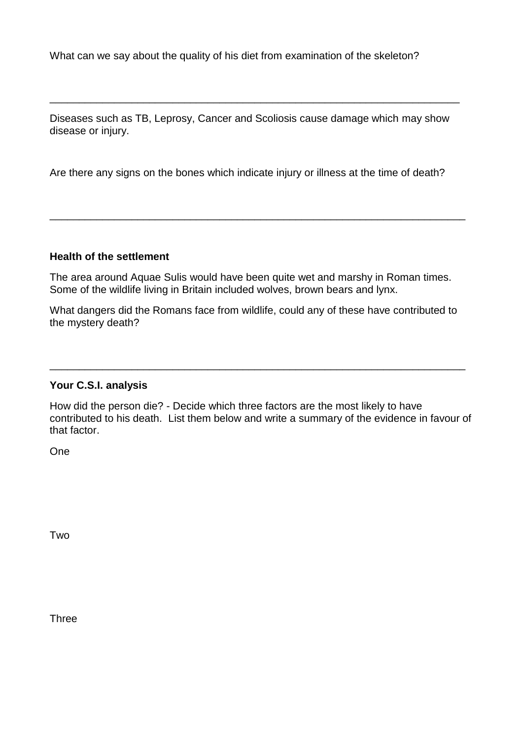What can we say about the quality of his diet from examination of the skeleton?

_______________________________________________________________________

Diseases such as TB, Leprosy, Cancer and Scoliosis cause damage which may show disease or injury.

Are there any signs on the bones which indicate injury or illness at the time of death?

_______________________________________________________________________

**Health of the settlement**

The area around Aquae Sulis would have been quite wet and marshy in Roman times. Some of the wildlife living in Britain included wolves, brown bears and lynx.

What dangers did the Romans face from wildlife, could any of these have contributed to the mystery death?

_______________________________________________________________________

**Your C.S.I. analysis**

How did the person die? - Decide which three factors are the most likely to have contributed to his death. List them below and write a summary of the evidence in favour of that factor.

One

Two

Three